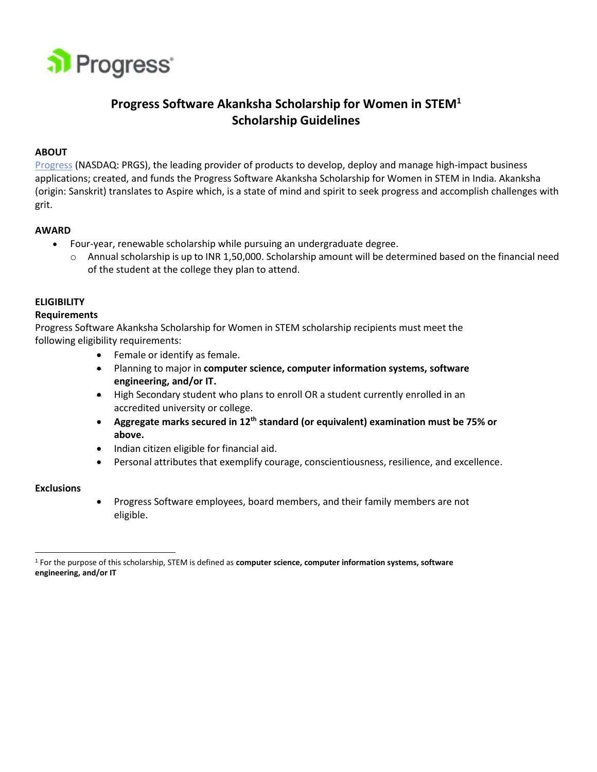# Progress Software Akanksha Scholarship for Women in STEM[1]
# Scholarship Guidelines

**ABOUT**

Progress (NASDAQ: PRGS), the leading provider of products to develop, deploy and manage high-impact business applications; created, and funds the Progress Software Akanksha Scholarship for Women in STEM in India. Akanksha (origin: Sanskrit) translates to Aspire which, is a state of mind and spirit to seek progress and accomplish challenges with grit.

**AWARD**

- Four-year, renewable scholarship while pursuing an undergraduate degree.
  - Annual scholarship is up to INR 1,50,000. Scholarship amount will be determined based on the financial need of the student at the college they plan to attend.

**ELIGIBILITY**

**Requirements**

Progress Software Akanksha Scholarship for Women in STEM scholarship recipients must meet the following eligibility requirements:

- Female or identify as female.
- Planning to major in **computer science, computer information systems, software engineering, and/or IT.**
- High Secondary student who plans to enroll OR a student currently enrolled in an accredited university or college.
- **Aggregate marks secured in 12th standard (or equivalent) examination must be 75% or above.**
- Indian citizen eligible for financial aid.
- Personal attributes that exemplify courage, conscientiousness, resilience, and excellence.

**Exclusions**

- Progress Software employees, board members, and their family members are not eligible.

[1] For the purpose of this scholarship, STEM is defined as **computer science, computer information systems, software engineering, and/or IT**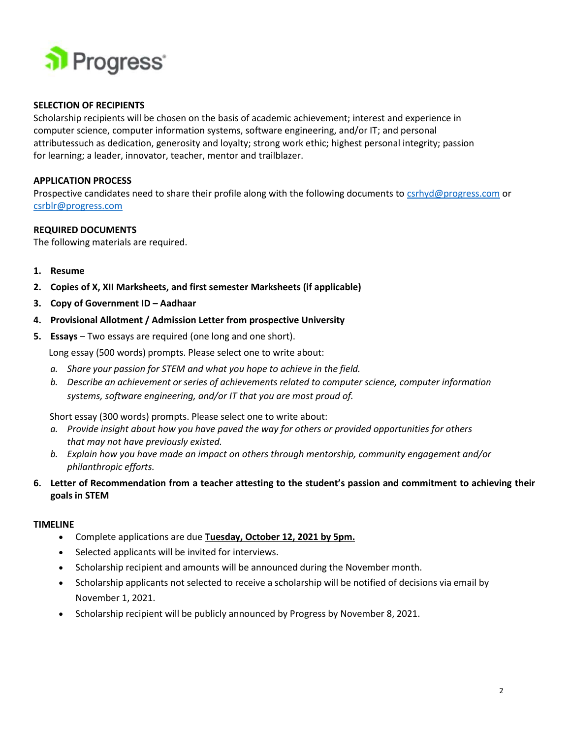**SELECTION OF RECIPIENTS**

Scholarship recipients will be chosen on the basis of academic achievement; interest and experience in computer science, computer information systems, software engineering, and/or IT; and personal attributessuch as dedication, generosity and loyalty; strong work ethic; highest personal integrity; passion for learning; a leader, innovator, teacher, mentor and trailblazer.

**APPLICATION PROCESS**

Prospective candidates need to share their profile along with the following documents to csrhyd@progress.com or csrblr@progress.com

**REQUIRED DOCUMENTS**

The following materials are required.

1. **Resume**
2. **Copies of X, XII Marksheets, and first semester Marksheets (if applicable)**
3. **Copy of Government ID – Aadhaar**
4. **Provisional Allotment / Admission Letter from prospective University**
5. **Essays** – Two essays are required (one long and one short).

   Long essay (500 words) prompts. Please select one to write about:

   a. *Share your passion for STEM and what you hope to achieve in the field.*
   b. *Describe an achievement or series of achievements related to computer science, computer information systems, software engineering, and/or IT that you are most proud of.*

   Short essay (300 words) prompts. Please select one to write about:

   a. *Provide insight about how you have paved the way for others or provided opportunities for others that may not have previously existed.*
   b. *Explain how you have made an impact on others through mentorship, community engagement and/or philanthropic efforts.*
6. **Letter of Recommendation from a teacher attesting to the student's passion and commitment to achieving their goals in STEM**

**TIMELINE**

- Complete applications are due **Tuesday, October 12, 2021 by 5pm.**
- Selected applicants will be invited for interviews.
- Scholarship recipient and amounts will be announced during the November month.
- Scholarship applicants not selected to receive a scholarship will be notified of decisions via email by November 1, 2021.
- Scholarship recipient will be publicly announced by Progress by November 8, 2021.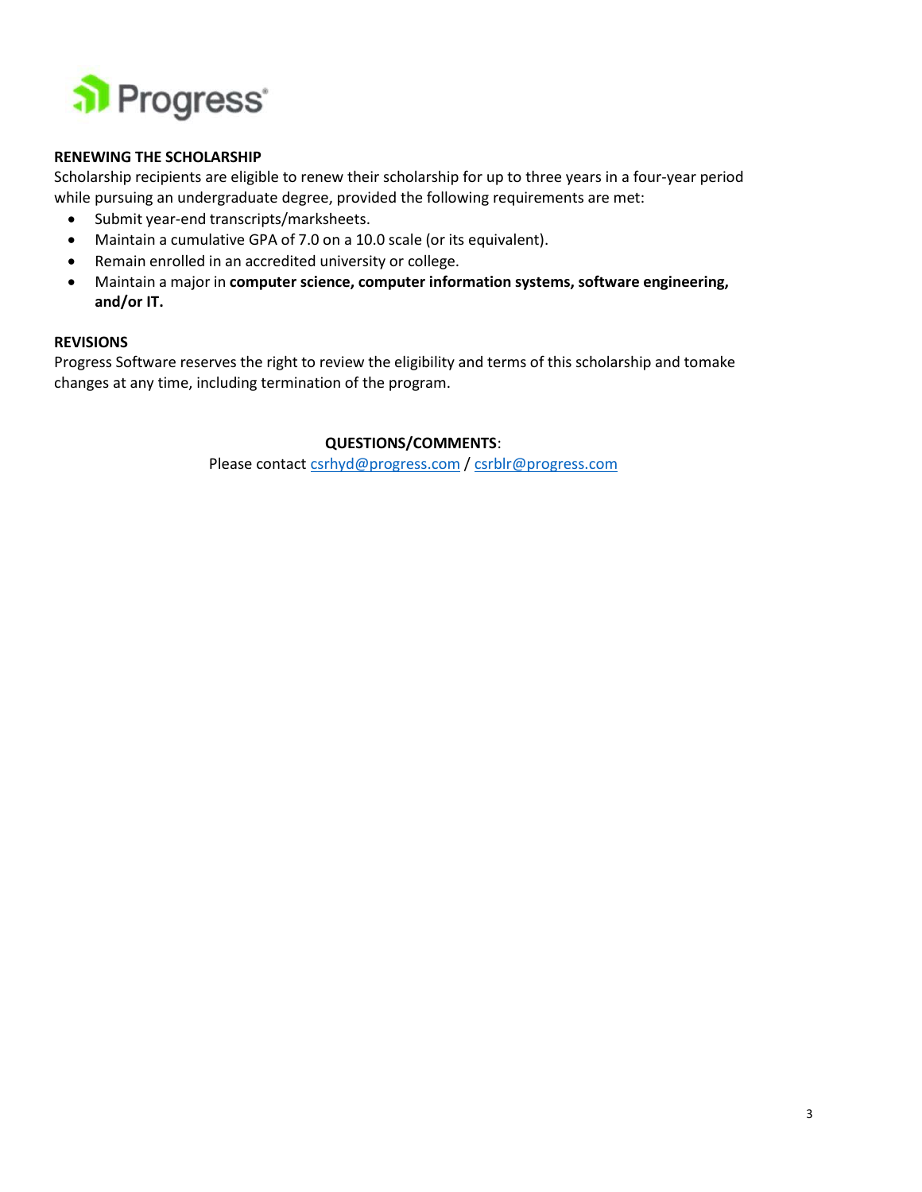**RENEWING THE SCHOLARSHIP**

Scholarship recipients are eligible to renew their scholarship for up to three years in a four-year period while pursuing an undergraduate degree, provided the following requirements are met:

- Submit year-end transcripts/marksheets.
- Maintain a cumulative GPA of 7.0 on a 10.0 scale (or its equivalent).
- Remain enrolled in an accredited university or college.
- Maintain a major in **computer science, computer information systems, software engineering, and/or IT.**

**REVISIONS**

Progress Software reserves the right to review the eligibility and terms of this scholarship and tomake changes at any time, including termination of the program.

**QUESTIONS/COMMENTS**:

Please contact csrhyd@progress.com / csrblr@progress.com